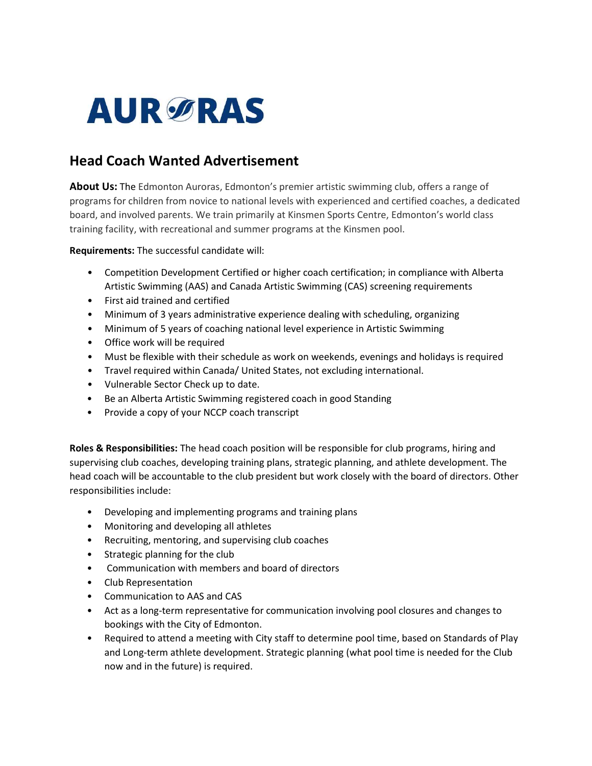# AURORAS

## Head Coach Wanted Advertisement

**About Us:** The Edmonton Auroras, Edmonton's premier artistic swimming club, offers a range of programs for children from novice to national levels with experienced and certified coaches, a dedicated board, and involved parents. We train primarily at Kinsmen Sports Centre, Edmonton's world class training facility, with recreational and summer programs at the Kinsmen pool.

**Requirements:** The successful candidate will:

- Competition Development Certified or higher coach certification; in compliance with Alberta Artistic Swimming (AAS) and Canada Artistic Swimming (CAS) screening requirements
- First aid trained and certified
- Minimum of 3 years administrative experience dealing with scheduling, organizing
- Minimum of 5 years of coaching national level experience in Artistic Swimming
- Office work will be required
- Must be flexible with their schedule as work on weekends, evenings and holidays is required
- Travel required within Canada/ United States, not excluding international.
- Vulnerable Sector Check up to date.
- Be an Alberta Artistic Swimming registered coach in good Standing
- Provide a copy of your NCCP coach transcript

**Roles & Responsibilities:** The head coach position will be responsible for club programs, hiring and supervising club coaches, developing training plans, strategic planning, and athlete development. The head coach will be accountable to the club president but work closely with the board of directors. Other responsibilities include:

- Developing and implementing programs and training plans
- Monitoring and developing all athletes
- Recruiting, mentoring, and supervising club coaches
- Strategic planning for the club
- Communication with members and board of directors
- Club Representation
- Communication to AAS and CAS
- Act as a long-term representative for communication involving pool closures and changes to bookings with the City of Edmonton.
- Required to attend a meeting with City staff to determine pool time, based on Standards of Play and Long-term athlete development. Strategic planning (what pool time is needed for the Club now and in the future) is required.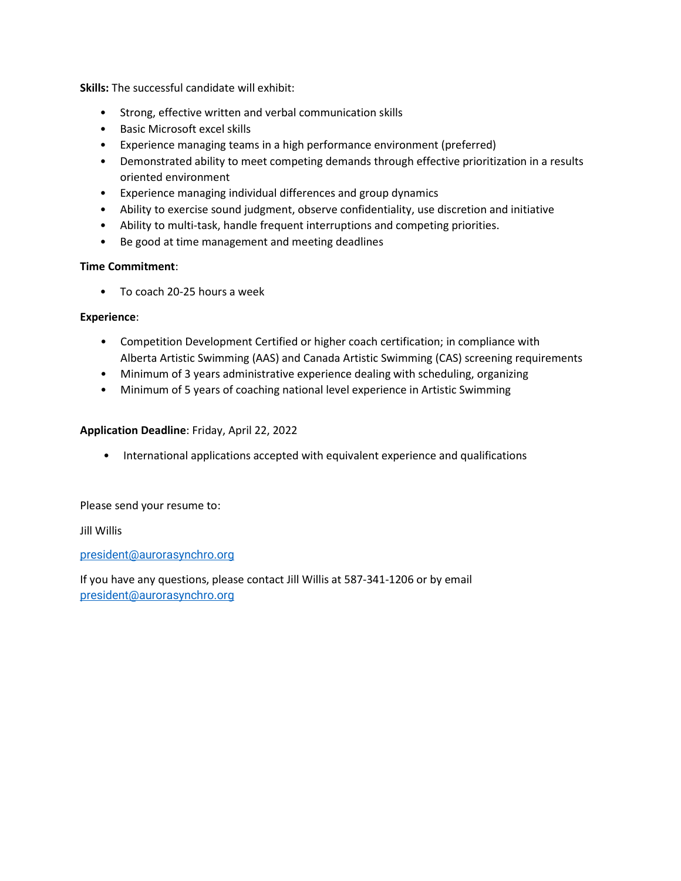**Skills:** The successful candidate will exhibit:

- Strong, effective written and verbal communication skills
- Basic Microsoft excel skills
- Experience managing teams in a high performance environment (preferred)
- Demonstrated ability to meet competing demands through effective prioritization in a results oriented environment
- Experience managing individual differences and group dynamics
- Ability to exercise sound judgment, observe confidentiality, use discretion and initiative
- Ability to multi-task, handle frequent interruptions and competing priorities.
- Be good at time management and meeting deadlines

**Time Commitment**:

- To coach 20-25 hours a week

**Experience**:

- Competition Development Certified or higher coach certification; in compliance with Alberta Artistic Swimming (AAS) and Canada Artistic Swimming (CAS) screening requirements
- Minimum of 3 years administrative experience dealing with scheduling, organizing
- Minimum of 5 years of coaching national level experience in Artistic Swimming

**Application Deadline**: Friday, April 22, 2022

- International applications accepted with equivalent experience and qualifications

Please send your resume to:

Jill Willis

president@aurorasynchro.org

If you have any questions, please contact Jill Willis at 587-341-1206 or by email president@aurorasynchro.org